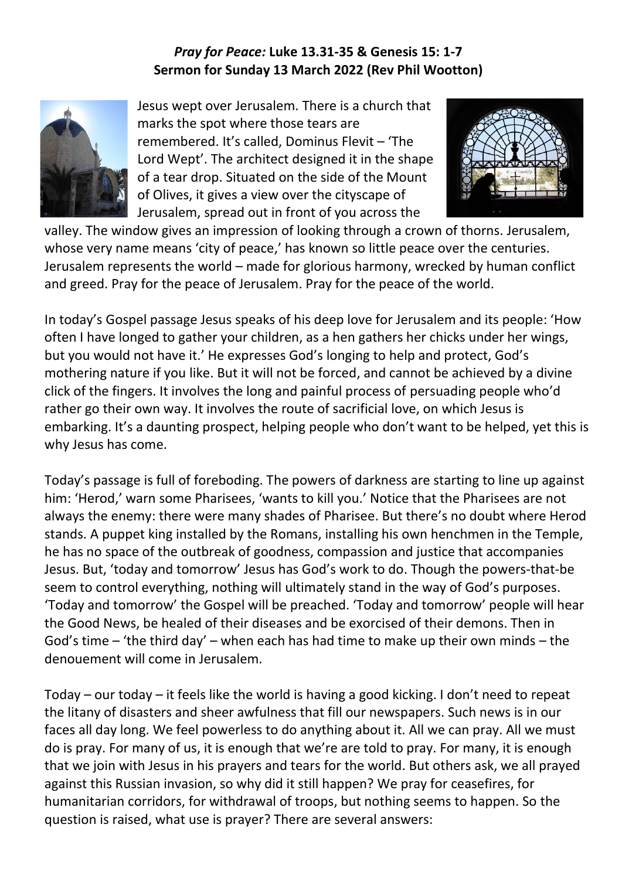***Pray for Peace:* Luke 13.31-35 & Genesis 15: 1-7**
**Sermon for Sunday 13 March 2022 (Rev Phil Wootton)**

Jesus wept over Jerusalem. There is a church that marks the spot where those tears are remembered. It's called, Dominus Flevit – 'The Lord Wept'. The architect designed it in the shape of a tear drop. Situated on the side of the Mount of Olives, it gives a view over the cityscape of Jerusalem, spread out in front of you across the valley. The window gives an impression of looking through a crown of thorns. Jerusalem, whose very name means 'city of peace,' has known so little peace over the centuries. Jerusalem represents the world – made for glorious harmony, wrecked by human conflict and greed. Pray for the peace of Jerusalem. Pray for the peace of the world.

In today's Gospel passage Jesus speaks of his deep love for Jerusalem and its people: 'How often I have longed to gather your children, as a hen gathers her chicks under her wings, but you would not have it.' He expresses God's longing to help and protect, God's mothering nature if you like. But it will not be forced, and cannot be achieved by a divine click of the fingers. It involves the long and painful process of persuading people who'd rather go their own way. It involves the route of sacrificial love, on which Jesus is embarking. It's a daunting prospect, helping people who don't want to be helped, yet this is why Jesus has come.

Today's passage is full of foreboding. The powers of darkness are starting to line up against him: 'Herod,' warn some Pharisees, 'wants to kill you.' Notice that the Pharisees are not always the enemy: there were many shades of Pharisee. But there's no doubt where Herod stands. A puppet king installed by the Romans, installing his own henchmen in the Temple, he has no space of the outbreak of goodness, compassion and justice that accompanies Jesus. But, 'today and tomorrow' Jesus has God's work to do. Though the powers-that-be seem to control everything, nothing will ultimately stand in the way of God's purposes. 'Today and tomorrow' the Gospel will be preached. 'Today and tomorrow' people will hear the Good News, be healed of their diseases and be exorcised of their demons. Then in God's time – 'the third day' – when each has had time to make up their own minds – the denouement will come in Jerusalem.

Today – our today – it feels like the world is having a good kicking. I don't need to repeat the litany of disasters and sheer awfulness that fill our newspapers. Such news is in our faces all day long. We feel powerless to do anything about it. All we can pray. All we must do is pray. For many of us, it is enough that we're are told to pray. For many, it is enough that we join with Jesus in his prayers and tears for the world. But others ask, we all prayed against this Russian invasion, so why did it still happen? We pray for ceasefires, for humanitarian corridors, for withdrawal of troops, but nothing seems to happen. So the question is raised, what use is prayer? There are several answers: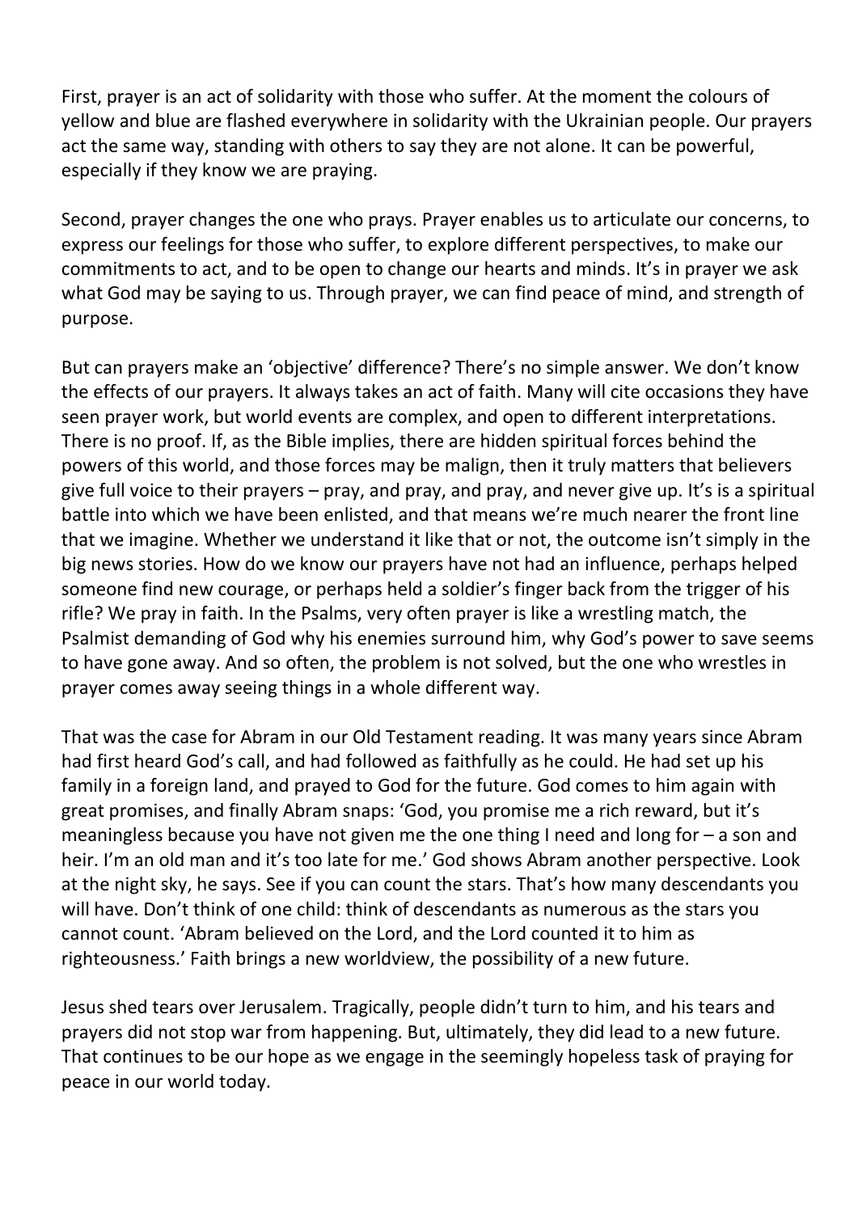First, prayer is an act of solidarity with those who suffer. At the moment the colours of yellow and blue are flashed everywhere in solidarity with the Ukrainian people. Our prayers act the same way, standing with others to say they are not alone. It can be powerful, especially if they know we are praying.

Second, prayer changes the one who prays. Prayer enables us to articulate our concerns, to express our feelings for those who suffer, to explore different perspectives, to make our commitments to act, and to be open to change our hearts and minds. It's in prayer we ask what God may be saying to us. Through prayer, we can find peace of mind, and strength of purpose.

But can prayers make an 'objective' difference? There's no simple answer. We don't know the effects of our prayers. It always takes an act of faith. Many will cite occasions they have seen prayer work, but world events are complex, and open to different interpretations. There is no proof. If, as the Bible implies, there are hidden spiritual forces behind the powers of this world, and those forces may be malign, then it truly matters that believers give full voice to their prayers – pray, and pray, and pray, and never give up. It's is a spiritual battle into which we have been enlisted, and that means we're much nearer the front line that we imagine. Whether we understand it like that or not, the outcome isn't simply in the big news stories. How do we know our prayers have not had an influence, perhaps helped someone find new courage, or perhaps held a soldier's finger back from the trigger of his rifle? We pray in faith. In the Psalms, very often prayer is like a wrestling match, the Psalmist demanding of God why his enemies surround him, why God's power to save seems to have gone away. And so often, the problem is not solved, but the one who wrestles in prayer comes away seeing things in a whole different way.

That was the case for Abram in our Old Testament reading. It was many years since Abram had first heard God's call, and had followed as faithfully as he could. He had set up his family in a foreign land, and prayed to God for the future. God comes to him again with great promises, and finally Abram snaps: 'God, you promise me a rich reward, but it's meaningless because you have not given me the one thing I need and long for – a son and heir. I'm an old man and it's too late for me.' God shows Abram another perspective. Look at the night sky, he says. See if you can count the stars. That's how many descendants you will have. Don't think of one child: think of descendants as numerous as the stars you cannot count. 'Abram believed on the Lord, and the Lord counted it to him as righteousness.' Faith brings a new worldview, the possibility of a new future.

Jesus shed tears over Jerusalem. Tragically, people didn't turn to him, and his tears and prayers did not stop war from happening. But, ultimately, they did lead to a new future. That continues to be our hope as we engage in the seemingly hopeless task of praying for peace in our world today.